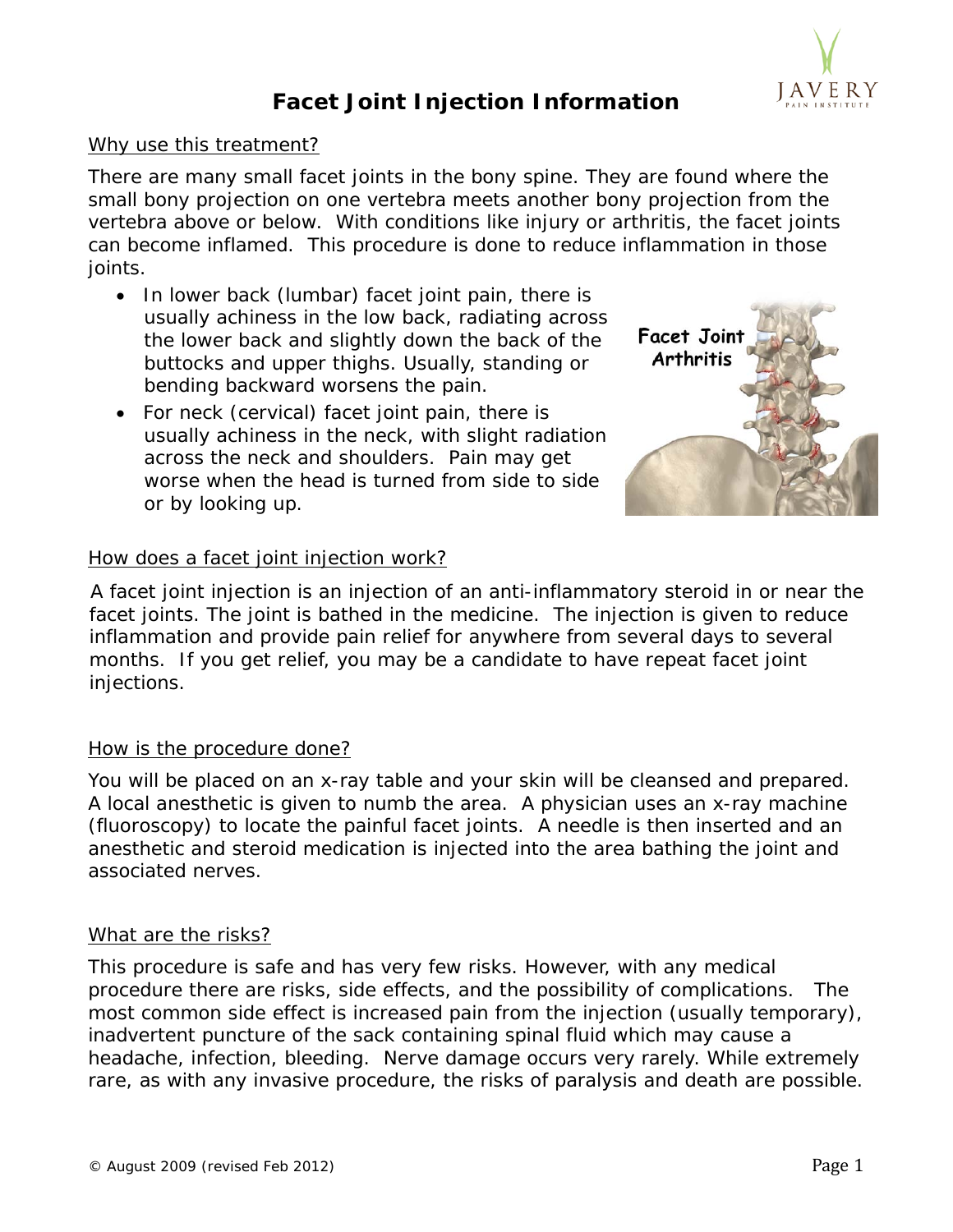# Facet Joint Injection Information

## Why use this treatment?

There are many small facet joints in the bony spine. They are found where the small bony projection on one vertebra meets another bony projection from the vertebra above or below. With conditions like injury or arthritis, the facet joints can become inflamed. This procedure is done to reduce inflammation in those joints.

- In lower back (lumbar) facet joint pain, there is usually achiness in the low back, radiating across the lower back and slightly down the back of the buttocks and upper thighs. Usually, standing or bending backward worsens the pain.
- For neck (cervical) facet joint pain, there is usually achiness in the neck, with slight radiation across the neck and shoulders. Pain may get worse when the head is turned from side to side or by looking up.

## How does a facet joint injection work?

A facet joint injection is an injection of an anti-inflammatory steroid in or near the facet joints. The joint is bathed in the medicine. The injection is given to reduce inflammation and provide pain relief for anywhere from several days to several months. If you get relief, you may be a candidate to have repeat facet joint injections.

## How is the procedure done?

You will be placed on an x-ray table and your skin will be cleansed and prepared. A local anesthetic is given to numb the area. A physician uses an x-ray machine (fluoroscopy) to locate the painful facet joints. A needle is then inserted and an anesthetic and steroid medication is injected into the area bathing the joint and associated nerves.

## What are the risks?

This procedure is safe and has very few risks. However, with any medical procedure there are risks, side effects, and the possibility of complications. The most common side effect is increased pain from the injection (usually temporary), inadvertent puncture of the sack containing spinal fluid which may cause a headache, infection, bleeding. Nerve damage occurs very rarely. While extremely rare, as with any invasive procedure, the risks of paralysis and death are possible.

© August 2009 (revised Feb 2012)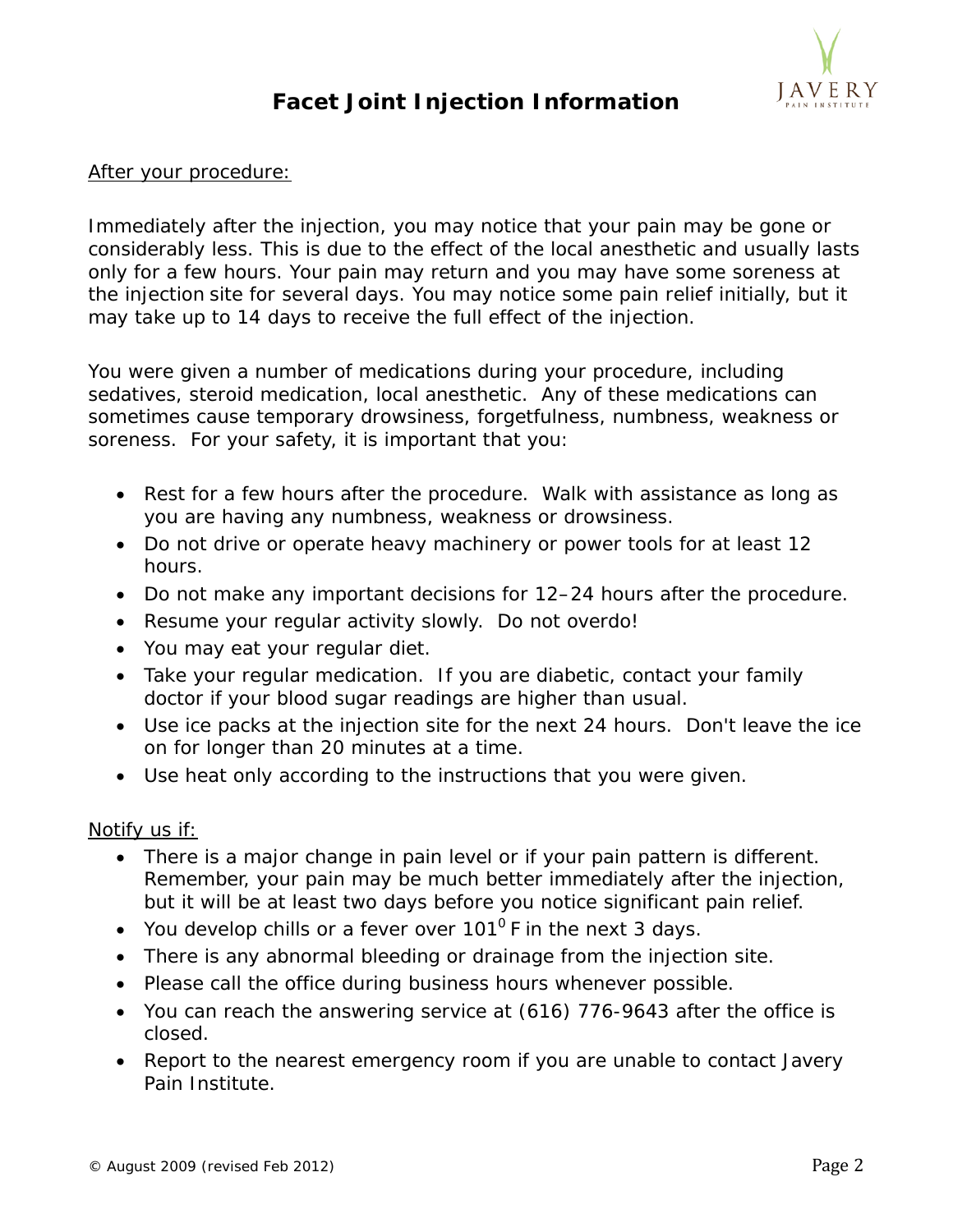# Facet Joint Injection Information

After your procedure:

Immediately after the injection, you may notice that your pain may be gone or considerably less. This is due to the effect of the local anesthetic and usually lasts only for a few hours. Your pain may return and you may have some soreness at the injection site for several days. You may notice some pain relief initially, but it may take up to 14 days to receive the full effect of the injection.

You were given a number of medications during your procedure, including sedatives, steroid medication, local anesthetic. Any of these medications can sometimes cause temporary drowsiness, forgetfulness, numbness, weakness or soreness. For your safety, it is important that you:

- Rest for a few hours after the procedure. Walk with assistance as long as you are having any numbness, weakness or drowsiness.
- Do not drive or operate heavy machinery or power tools for at least 12 hours.
- Do not make any important decisions for 12–24 hours after the procedure.
- Resume your regular activity slowly. Do not overdo!
- You may eat your regular diet.
- Take your regular medication. If you are diabetic, contact your family doctor if your blood sugar readings are higher than usual.
- Use ice packs at the injection site for the next 24 hours. Don't leave the ice on for longer than 20 minutes at a time.
- Use heat only according to the instructions that you were given.

Notify us if:

- There is a major change in pain level or if your pain pattern is different. Remember, your pain may be much better immediately after the injection, but it will be at least two days before you notice significant pain relief.
- You develop chills or a fever over $101^0$ F in the next 3 days.
- There is any abnormal bleeding or drainage from the injection site.
- Please call the office during business hours whenever possible.
- You can reach the answering service at (616) 776-9643 after the office is closed.
- Report to the nearest emergency room if you are unable to contact Javery Pain Institute.

© August 2009 (revised Feb 2012)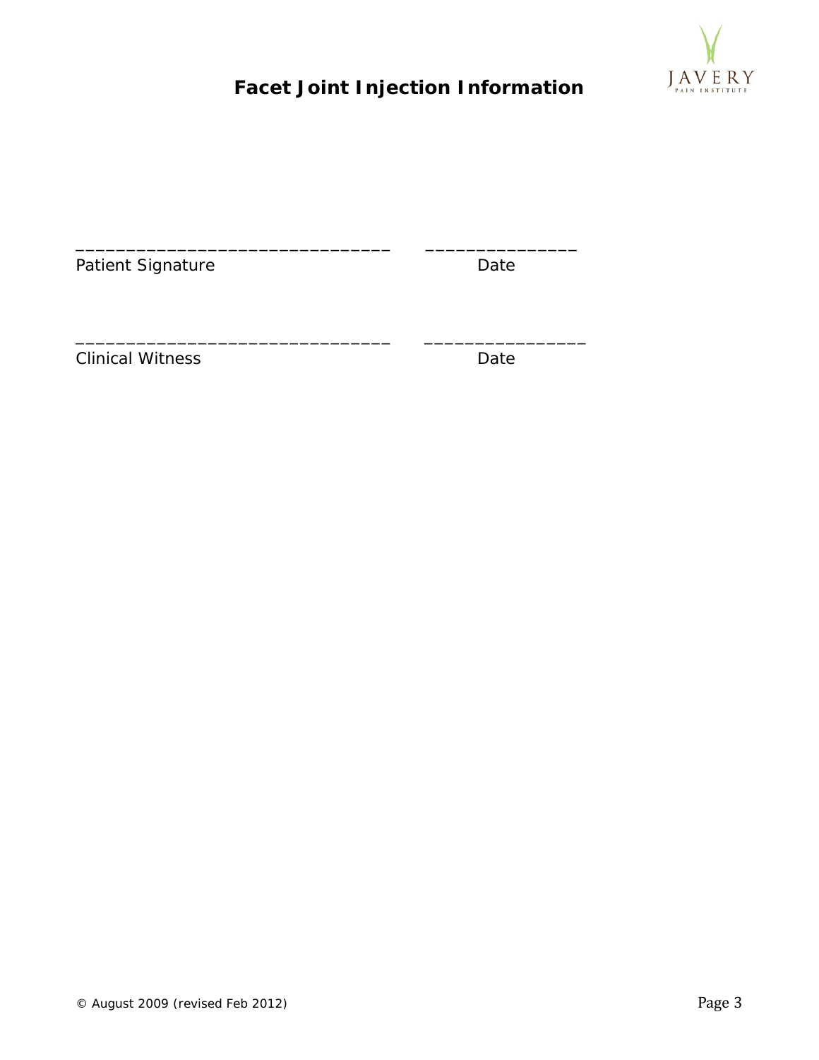______________________________ _______________
Patient Signature Date

______________________________ ________________
Clinical Witness Date